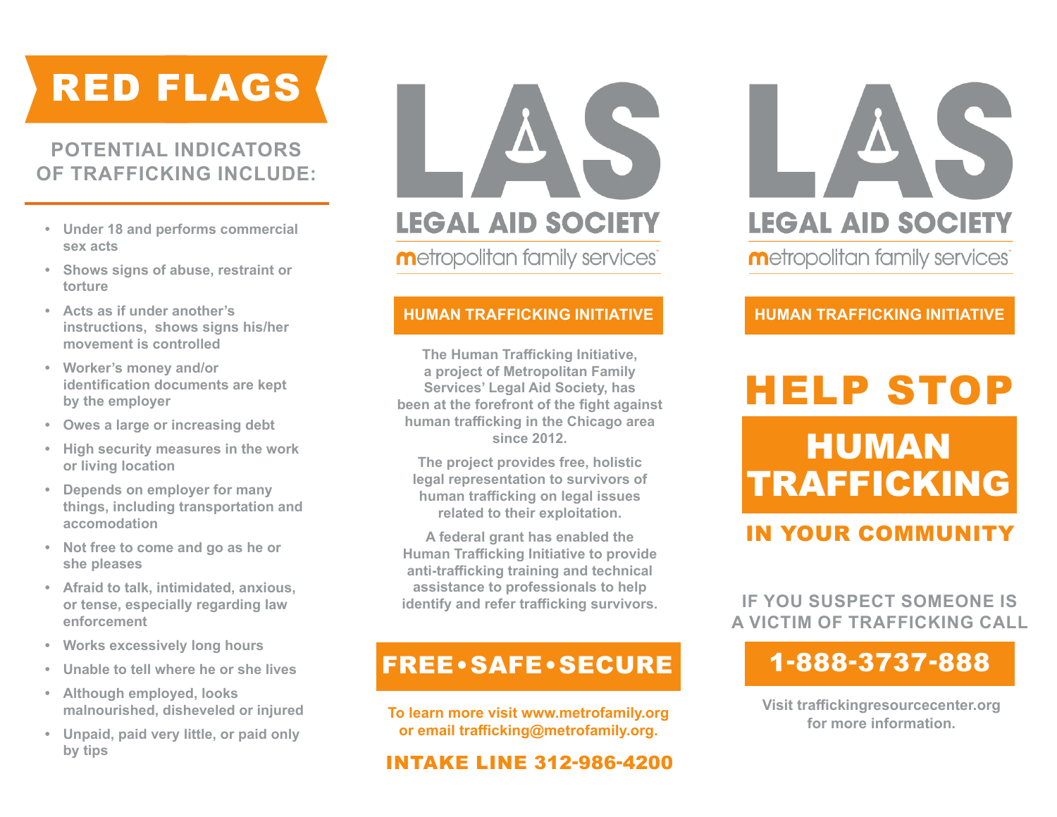# RED FLAGS

## POTENTIAL INDICATORS OF TRAFFICKING INCLUDE:

- Under 18 and performs commercial sex acts
- Shows signs of abuse, restraint or torture
- Acts as if under another's instructions, shows signs his/her movement is controlled
- Worker's money and/or identification documents are kept by the employer
- Owes a large or increasing debt
- High security measures in the work or living location
- Depends on employer for many things, including transportation and accomodation
- Not free to come and go as he or she pleases
- Afraid to talk, intimidated, anxious, or tense, especially regarding law enforcement
- Works excessively long hours
- Unable to tell where he or she lives
- Although employed, looks malnourished, disheveled or injured
- Unpaid, paid very little, or paid only by tips

# LAS

## LEGAL AID SOCIETY

metropolitan family services

### HUMAN TRAFFICKING INITIATIVE

The Human Trafficking Initiative, a project of Metropolitan Family Services' Legal Aid Society, has been at the forefront of the fight against human trafficking in the Chicago area since 2012.

The project provides free, holistic legal representation to survivors of human trafficking on legal issues related to their exploitation.

A federal grant has enabled the Human Trafficking Initiative to provide anti-trafficking training and technical assistance to professionals to help identify and refer trafficking survivors.

## FREE • SAFE • SECURE

To learn more visit www.metrofamily.org or email trafficking@metrofamily.org.

**INTAKE LINE 312-986-4200**

# LAS

## LEGAL AID SOCIETY

metropolitan family services

### HUMAN TRAFFICKING INITIATIVE

# HELP STOP HUMAN TRAFFICKING IN YOUR COMMUNITY

IF YOU SUSPECT SOMEONE IS A VICTIM OF TRAFFICKING CALL

## 1-888-3737-888

Visit traffickingresourcecenter.org for more information.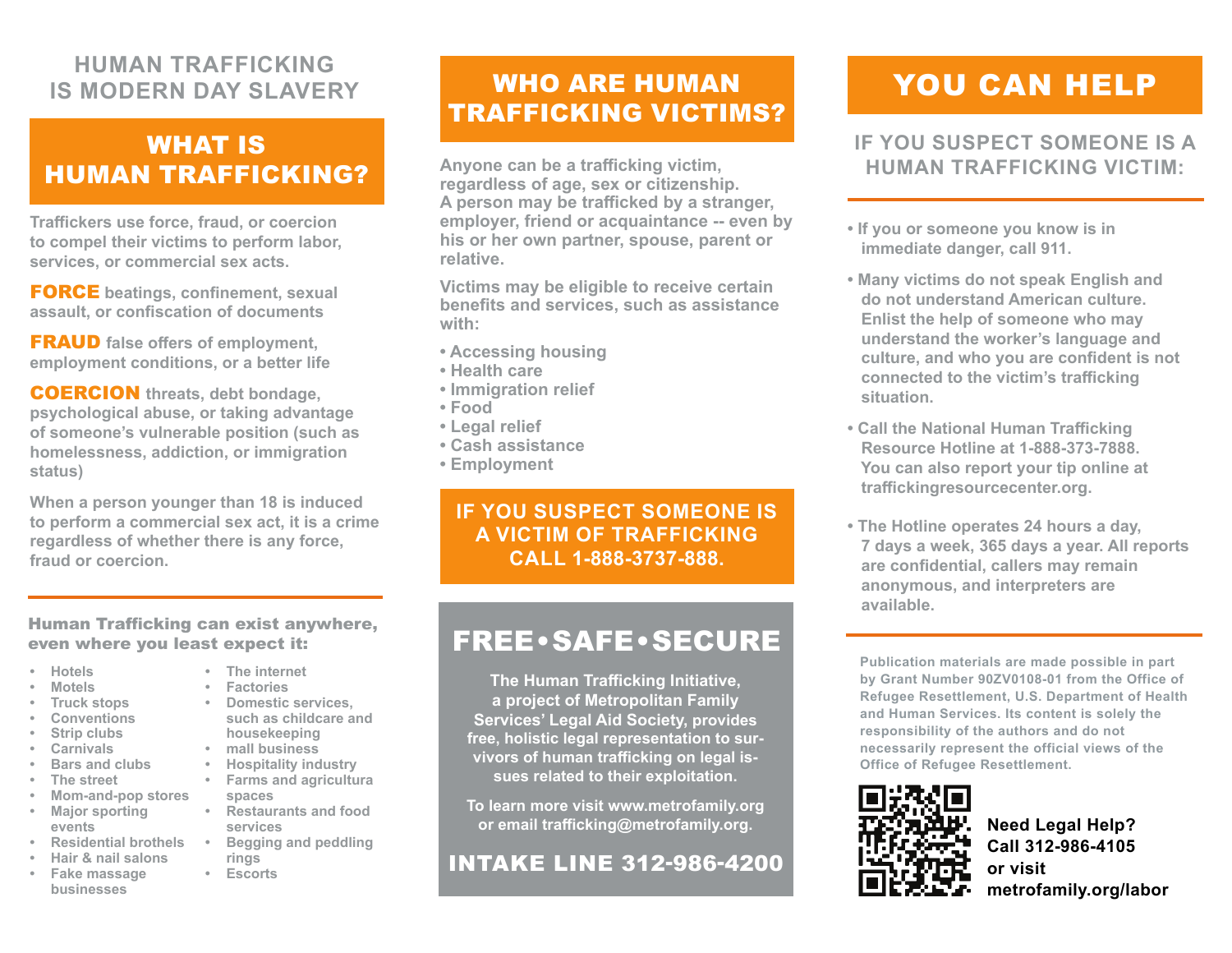# HUMAN TRAFFICKING IS MODERN DAY SLAVERY

## WHAT IS HUMAN TRAFFICKING?

Traffickers use force, fraud, or coercion to compel their victims to perform labor, services, or commercial sex acts.

**FORCE** beatings, confinement, sexual assault, or confiscation of documents

**FRAUD** false offers of employment, employment conditions, or a better life

**COERCION** threats, debt bondage, psychological abuse, or taking advantage of someone's vulnerable position (such as homelessness, addiction, or immigration status)

When a person younger than 18 is induced to perform a commercial sex act, it is a crime regardless of whether there is any force, fraud or coercion.

### Human Trafficking can exist anywhere, even where you least expect it:

- Hotels
- Motels
- Truck stops
- Conventions
- Strip clubs
- Carnivals
- Bars and clubs
- The street
- Mom-and-pop stores
- Major sporting events
- Residential brothels
- Hair & nail salons
- Fake massage businesses
- The internet
- Factories
- Domestic services, such as childcare and housekeeping
- mall business
- Hospitality industry
- Farms and agricultura spaces
- Restaurants and food services
- Begging and peddling rings
- Escorts

## WHO ARE HUMAN TRAFFICKING VICTIMS?

Anyone can be a trafficking victim, regardless of age, sex or citizenship. A person may be trafficked by a stranger, employer, friend or acquaintance -- even by his or her own partner, spouse, parent or relative.

Victims may be eligible to receive certain benefits and services, such as assistance with:

- Accessing housing
- Health care
- Immigration relief
- Food
- Legal relief
- Cash assistance
- Employment

**IF YOU SUSPECT SOMEONE IS A VICTIM OF TRAFFICKING CALL 1-888-3737-888.**

## FREE•SAFE•SECURE

The Human Trafficking Initiative, a project of Metropolitan Family Services' Legal Aid Society, provides free, holistic legal representation to survivors of human trafficking on legal issues related to their exploitation.

To learn more visit www.metrofamily.org or email trafficking@metrofamily.org.

**INTAKE LINE 312-986-4200**

## YOU CAN HELP

### IF YOU SUSPECT SOMEONE IS A HUMAN TRAFFICKING VICTIM:

- If you or someone you know is in immediate danger, call 911.
- Many victims do not speak English and do not understand American culture. Enlist the help of someone who may understand the worker's language and culture, and who you are confident is not connected to the victim's trafficking situation.
- Call the National Human Trafficking Resource Hotline at 1-888-373-7888. You can also report your tip online at traffickingresourcecenter.org.
- The Hotline operates 24 hours a day, 7 days a week, 365 days a year. All reports are confidential, callers may remain anonymous, and interpreters are available.

Publication materials are made possible in part by Grant Number 90ZV0108-01 from the Office of Refugee Resettlement, U.S. Department of Health and Human Services. Its content is solely the responsibility of the authors and do not necessarily represent the official views of the Office of Refugee Resettlement.

**Need Legal Help? Call 312-986-4105 or visit metrofamily.org/labor**